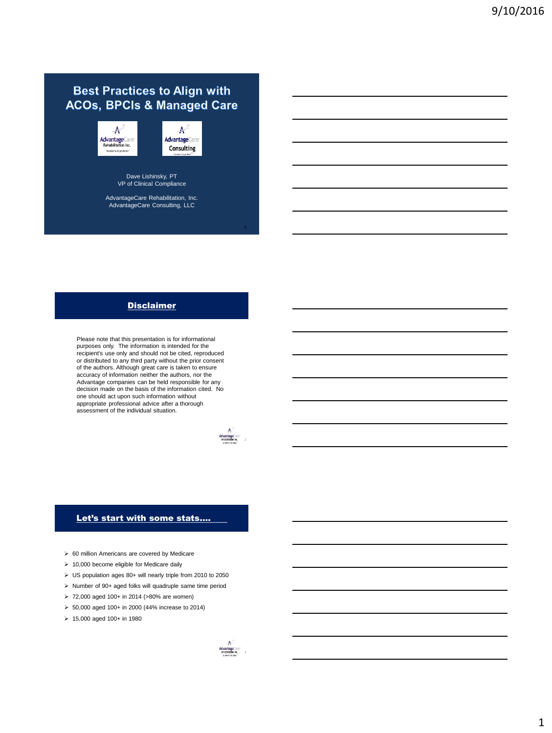# Best Practices to Align with ACOs, BPCIs & Managed Care

Dave Lishinsky, PT
VP of Clinical Compliance

AdvantageCare Rehabilitation, Inc.
AdvantageCare Consulting, LLC

## Disclaimer

Please note that this presentation is for informational purposes only. The information is intended for the recipient's use only and should not be cited, reproduced or distributed to any third party without the prior consent of the authors. Although great care is taken to ensure accuracy of information neither the authors, nor the Advantage companies can be held responsible for any decision made on the basis of the information cited. No one should act upon such information without appropriate professional advice after a thorough assessment of the individual situation.

## Let's start with some stats....

- 60 million Americans are covered by Medicare
- 10,000 become eligible for Medicare daily
- US population ages 80+ will nearly triple from 2010 to 2050
- Number of 90+ aged folks will quadruple same time period
- 72,000 aged 100+ in 2014 (>80% are women)
- 50,000 aged 100+ in 2000 (44% increase to 2014)
- 15,000 aged 100+ in 1980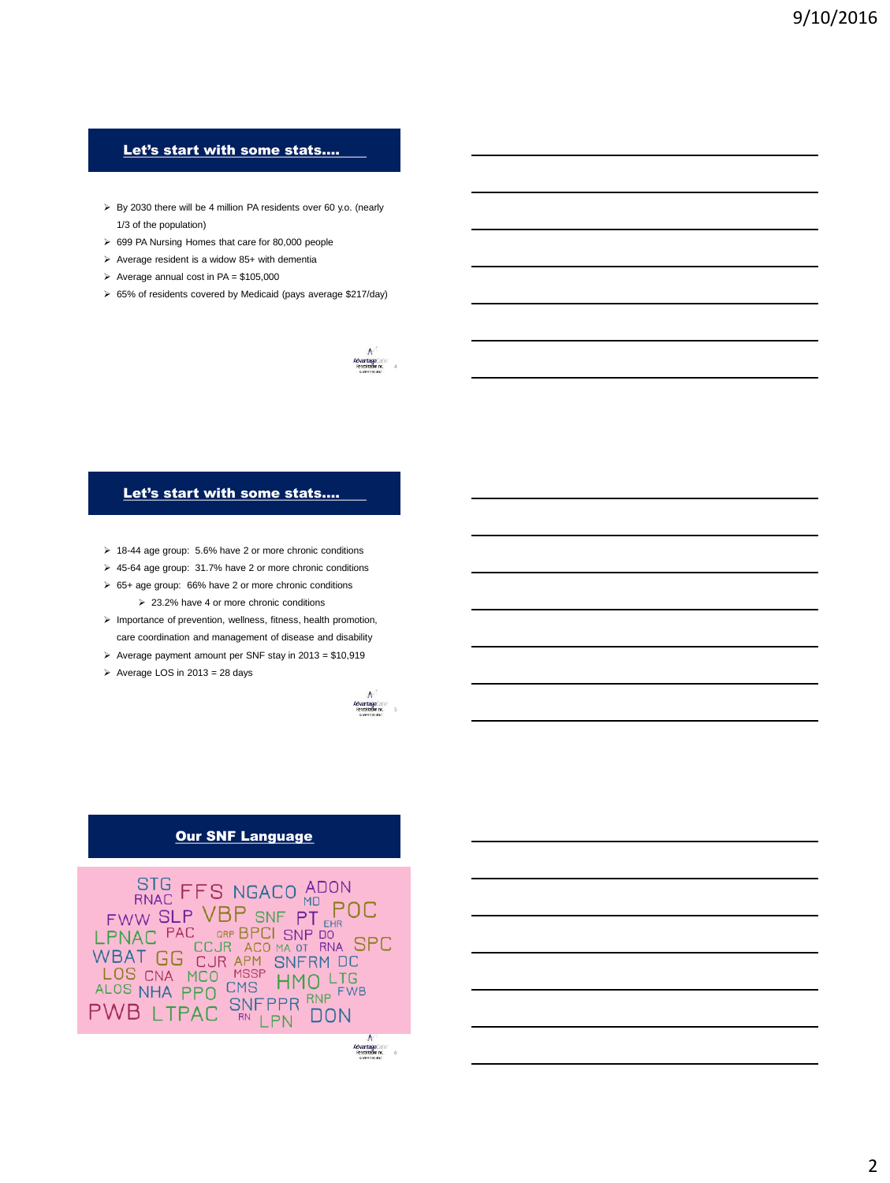## Let's start with some stats….

- By 2030 there will be 4 million PA residents over 60 y.o. (nearly 1/3 of the population)
- 699 PA Nursing Homes that care for 80,000 people
- Average resident is a widow 85+ with dementia
- Average annual cost in PA = $105,000
- 65% of residents covered by Medicaid (pays average $217/day)

## Let's start with some stats….

- 18-44 age group: 5.6% have 2 or more chronic conditions
- 45-64 age group: 31.7% have 2 or more chronic conditions
- 65+ age group: 66% have 2 or more chronic conditions
  - 23.2% have 4 or more chronic conditions
- Importance of prevention, wellness, fitness, health promotion, care coordination and management of disease and disability
- Average payment amount per SNF stay in 2013 = $10,919
- Average LOS in 2013 = 28 days

## Our SNF Language

STG RNAC FFS NGACO ADON MD FWW SLP VBP SNF PT EHR POC LPNAC PAC GRP BPCI SNP DO CCJR ACO MA OT RNA SPC WBAT GG CJR APM SNFRM DC LOS CNA MCO MSSP HMO LTG ALOS NHA PPO CMS FWB PWB LTPAC SNFPPR RNP RN LPN DON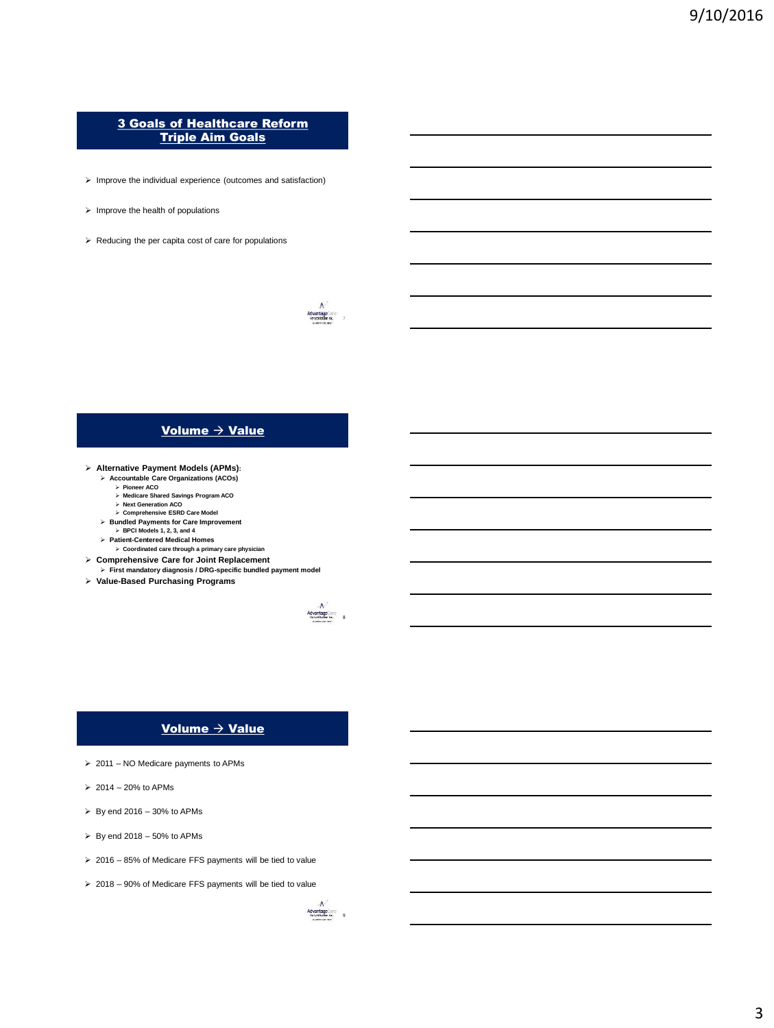## 3 Goals of Healthcare Reform
## Triple Aim Goals

- Improve the individual experience (outcomes and satisfaction)
- Improve the health of populations
- Reducing the per capita cost of care for populations

## Volume → Value

- **Alternative Payment Models (APMs):**
  - **Accountable Care Organizations (ACOs)**
    - **Pioneer ACO**
    - **Medicare Shared Savings Program ACO**
    - **Next Generation ACO**
    - **Comprehensive ESRD Care Model**
  - **Bundled Payments for Care Improvement**
    - **BPCI Models 1, 2, 3, and 4**
  - **Patient-Centered Medical Homes**
    - **Coordinated care through a primary care physician**
- **Comprehensive Care for Joint Replacement**
  - **First mandatory diagnosis / DRG-specific bundled payment model**
- **Value-Based Purchasing Programs**

## Volume → Value

- 2011 – NO Medicare payments to APMs
- 2014 – 20% to APMs
- By end 2016 – 30% to APMs
- By end 2018 – 50% to APMs
- 2016 – 85% of Medicare FFS payments will be tied to value
- 2018 – 90% of Medicare FFS payments will be tied to value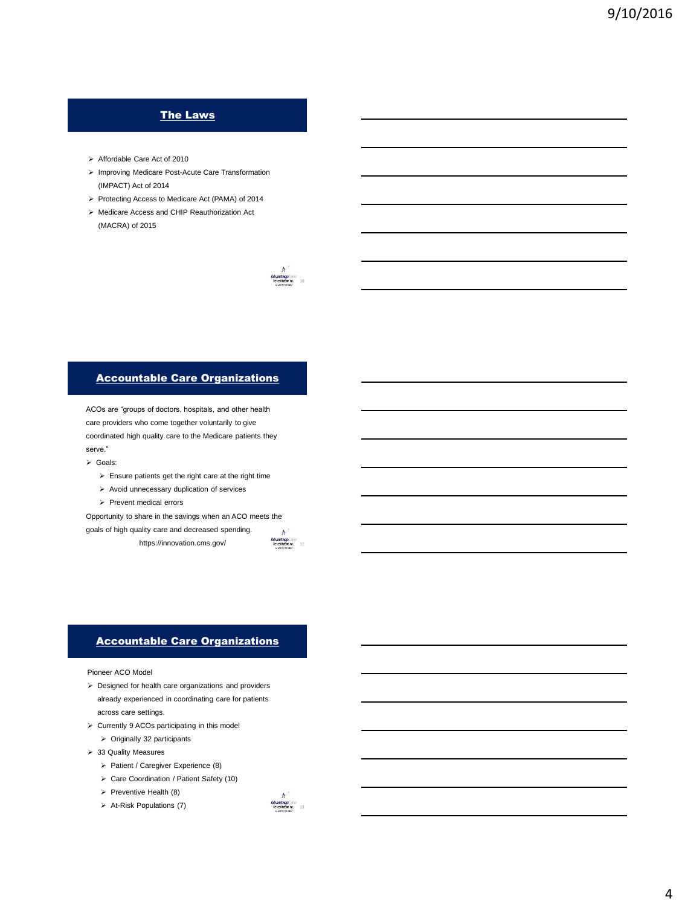## The Laws

- Affordable Care Act of 2010
- Improving Medicare Post-Acute Care Transformation (IMPACT) Act of 2014
- Protecting Access to Medicare Act (PAMA) of 2014
- Medicare Access and CHIP Reauthorization Act (MACRA) of 2015

## Accountable Care Organizations

ACOs are "groups of doctors, hospitals, and other health care providers who come together voluntarily to give coordinated high quality care to the Medicare patients they serve."

- Goals:
  - Ensure patients get the right care at the right time
  - Avoid unnecessary duplication of services
  - Prevent medical errors

Opportunity to share in the savings when an ACO meets the goals of high quality care and decreased spending.

https://innovation.cms.gov/

## Accountable Care Organizations

Pioneer ACO Model

- Designed for health care organizations and providers already experienced in coordinating care for patients across care settings.
- Currently 9 ACOs participating in this model
  - Originally 32 participants
- 33 Quality Measures
  - Patient / Caregiver Experience (8)
  - Care Coordination / Patient Safety (10)
  - Preventive Health (8)
  - At-Risk Populations (7)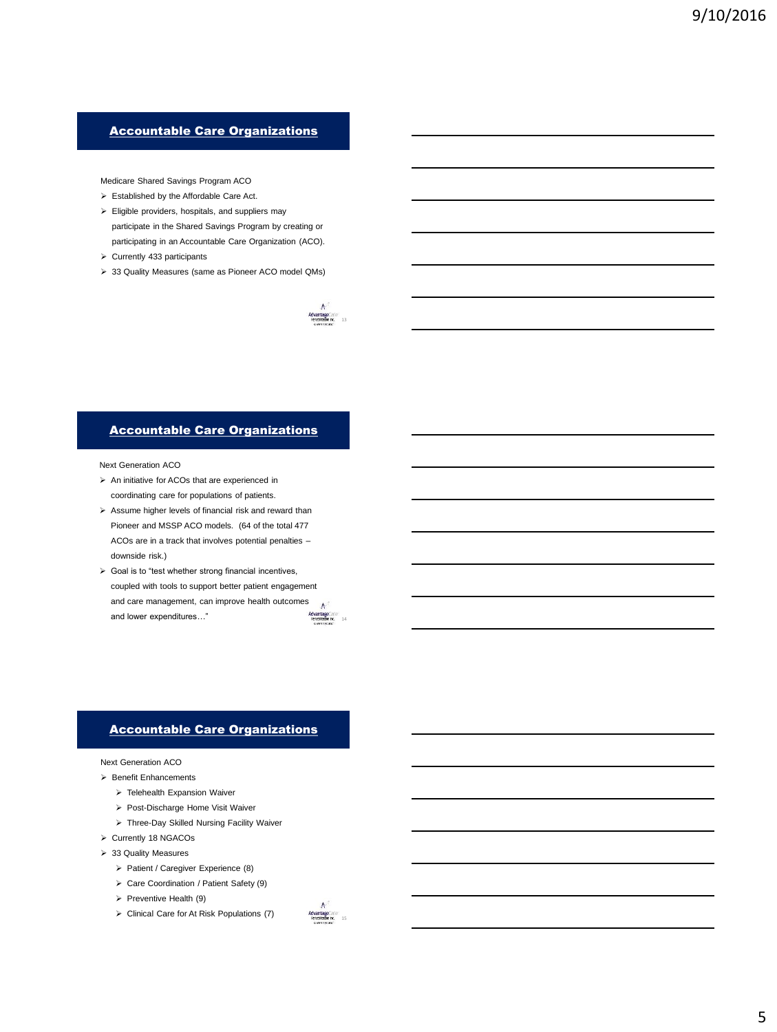## Accountable Care Organizations

Medicare Shared Savings Program ACO

- Established by the Affordable Care Act.
- Eligible providers, hospitals, and suppliers may participate in the Shared Savings Program by creating or participating in an Accountable Care Organization (ACO).
- Currently 433 participants
- 33 Quality Measures (same as Pioneer ACO model QMs)

## Accountable Care Organizations

Next Generation ACO

- An initiative for ACOs that are experienced in coordinating care for populations of patients.
- Assume higher levels of financial risk and reward than Pioneer and MSSP ACO models. (64 of the total 477 ACOs are in a track that involves potential penalties – downside risk.)
- Goal is to "test whether strong financial incentives, coupled with tools to support better patient engagement and care management, can improve health outcomes and lower expenditures…"

## Accountable Care Organizations

Next Generation ACO

- Benefit Enhancements
  - Telehealth Expansion Waiver
  - Post-Discharge Home Visit Waiver
  - Three-Day Skilled Nursing Facility Waiver
- Currently 18 NGACOs
- 33 Quality Measures
  - Patient / Caregiver Experience (8)
  - Care Coordination / Patient Safety (9)
  - Preventive Health (9)
  - Clinical Care for At Risk Populations (7)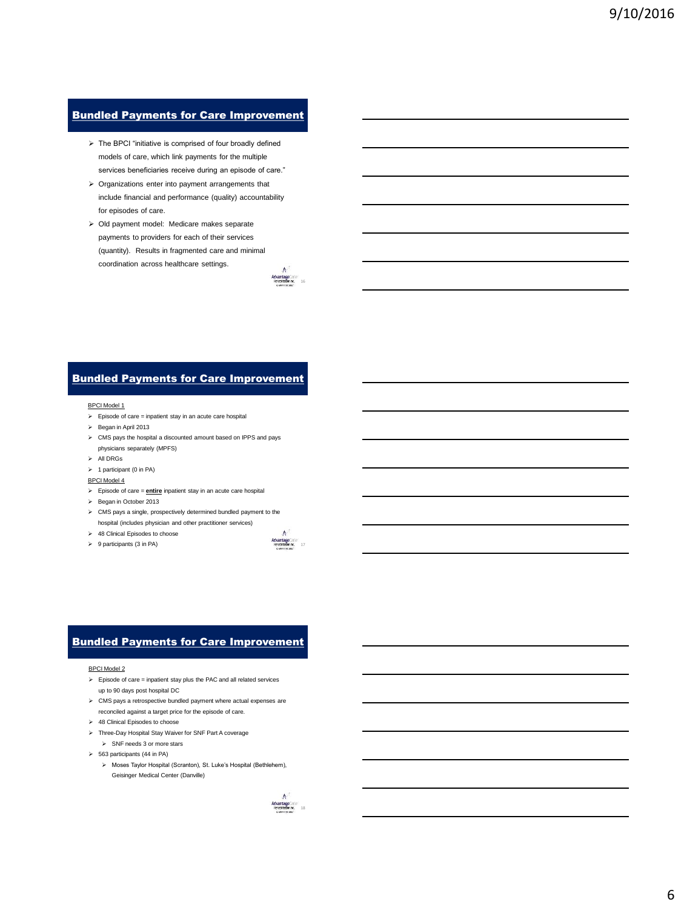## Bundled Payments for Care Improvement

- The BPCI "initiative is comprised of four broadly defined models of care, which link payments for the multiple services beneficiaries receive during an episode of care."
- Organizations enter into payment arrangements that include financial and performance (quality) accountability for episodes of care.
- Old payment model: Medicare makes separate payments to providers for each of their services (quantity). Results in fragmented care and minimal coordination across healthcare settings.

## Bundled Payments for Care Improvement

BPCI Model 1

- Episode of care = inpatient stay in an acute care hospital
- Began in April 2013
- CMS pays the hospital a discounted amount based on IPPS and pays physicians separately (MPFS)
- All DRGs
- 1 participant (0 in PA)

BPCI Model 4

- Episode of care = **entire** inpatient stay in an acute care hospital
- Began in October 2013
- CMS pays a single, prospectively determined bundled payment to the hospital (includes physician and other practitioner services)
- 48 Clinical Episodes to choose
- 9 participants (3 in PA)

## Bundled Payments for Care Improvement

BPCI Model 2

- Episode of care = inpatient stay plus the PAC and all related services up to 90 days post hospital DC
- CMS pays a retrospective bundled payment where actual expenses are reconciled against a target price for the episode of care.
- 48 Clinical Episodes to choose
- Three-Day Hospital Stay Waiver for SNF Part A coverage
  - SNF needs 3 or more stars
- 563 participants (44 in PA)
  - Moses Taylor Hospital (Scranton), St. Luke's Hospital (Bethlehem), Geisinger Medical Center (Danville)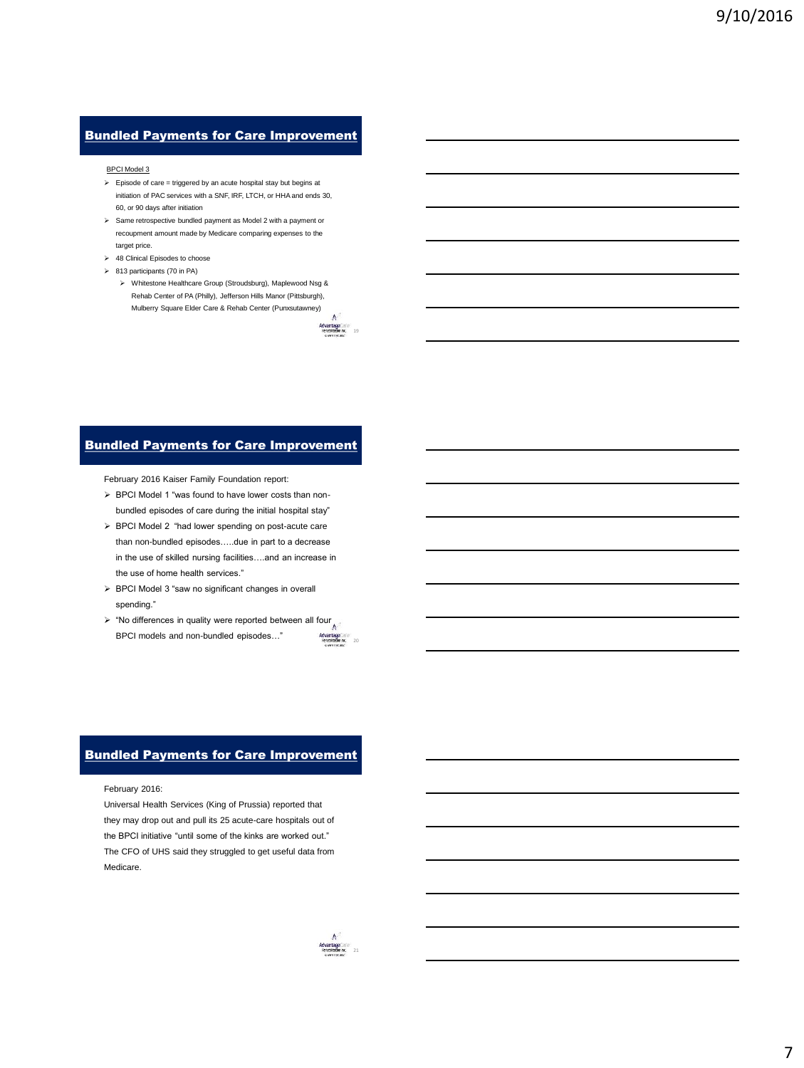## Bundled Payments for Care Improvement

BPCI Model 3

- Episode of care = triggered by an acute hospital stay but begins at initiation of PAC services with a SNF, IRF, LTCH, or HHA and ends 30, 60, or 90 days after initiation
- Same retrospective bundled payment as Model 2 with a payment or recoupment amount made by Medicare comparing expenses to the target price.
- 48 Clinical Episodes to choose
- 813 participants (70 in PA)
  - Whitestone Healthcare Group (Stroudsburg), Maplewood Nsg & Rehab Center of PA (Philly), Jefferson Hills Manor (Pittsburgh), Mulberry Square Elder Care & Rehab Center (Punxsutawney)

## Bundled Payments for Care Improvement

February 2016 Kaiser Family Foundation report:

- BPCI Model 1 "was found to have lower costs than non-bundled episodes of care during the initial hospital stay"
- BPCI Model 2 "had lower spending on post-acute care than non-bundled episodes…..due in part to a decrease in the use of skilled nursing facilities….and an increase in the use of home health services."
- BPCI Model 3 "saw no significant changes in overall spending."
- "No differences in quality were reported between all four BPCI models and non-bundled episodes…"

## Bundled Payments for Care Improvement

February 2016:

Universal Health Services (King of Prussia) reported that they may drop out and pull its 25 acute-care hospitals out of the BPCI initiative "until some of the kinks are worked out." The CFO of UHS said they struggled to get useful data from Medicare.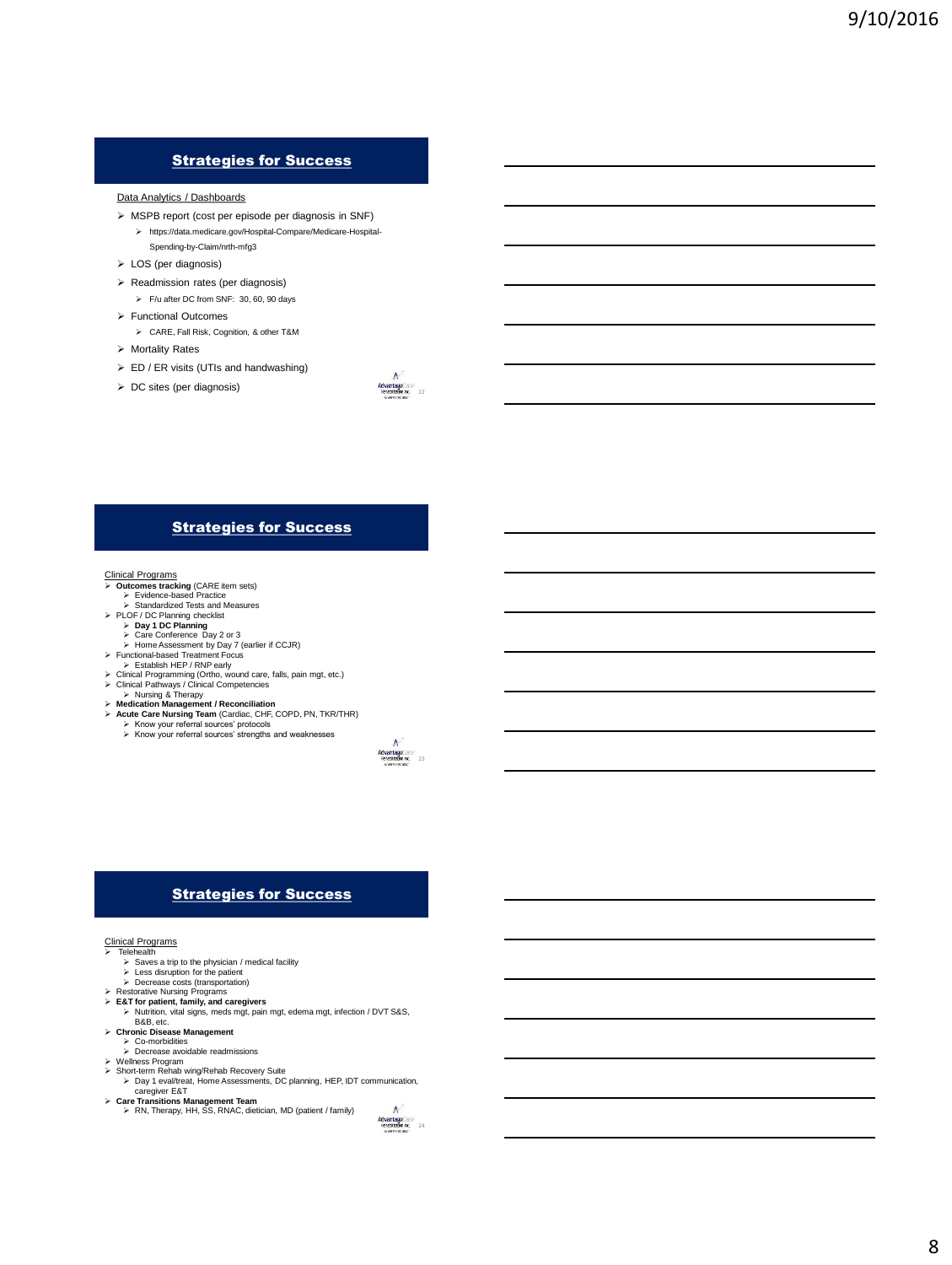## Strategies for Success

Data Analytics / Dashboards

- MSPB report (cost per episode per diagnosis in SNF)
  - https://data.medicare.gov/Hospital-Compare/Medicare-Hospital-Spending-by-Claim/nrth-mfg3
- LOS (per diagnosis)
- Readmission rates (per diagnosis)
  - F/u after DC from SNF: 30, 60, 90 days
- Functional Outcomes
  - CARE, Fall Risk, Cognition, & other T&M
- Mortality Rates
- ED / ER visits (UTIs and handwashing)
- DC sites (per diagnosis)

## Strategies for Success

Clinical Programs

- **Outcomes tracking** (CARE item sets)
  - Evidence-based Practice
  - Standardized Tests and Measures
- PLOF / DC Planning checklist
  - **Day 1 DC Planning**
  - Care Conference Day 2 or 3
  - Home Assessment by Day 7 (earlier if CCJR)
- Functional-based Treatment Focus
  - Establish HEP / RNP early
- Clinical Programming (Ortho, wound care, falls, pain mgt, etc.)
- Clinical Pathways / Clinical Competencies
  - Nursing & Therapy
- **Medication Management / Reconciliation**
- **Acute Care Nursing Team** (Cardiac, CHF, COPD, PN, TKR/THR)
  - Know your referral sources' protocols
  - Know your referral sources' strengths and weaknesses

## Strategies for Success

Clinical Programs

- Telehealth
  - Saves a trip to the physician / medical facility
  - Less disruption for the patient
  - Decrease costs (transportation)
- Restorative Nursing Programs
- **E&T for patient, family, and caregivers**
  - Nutrition, vital signs, meds mgt, pain mgt, edema mgt, infection / DVT S&S, B&B, etc.
- **Chronic Disease Management**
  - Co-morbidities
  - Decrease avoidable readmissions
- Wellness Program
- Short-term Rehab wing/Rehab Recovery Suite
  - Day 1 eval/treat, Home Assessments, DC planning, HEP, IDT communication, caregiver E&T
- **Care Transitions Management Team**
  - RN, Therapy, HH, SS, RNAC, dietician, MD (patient / family)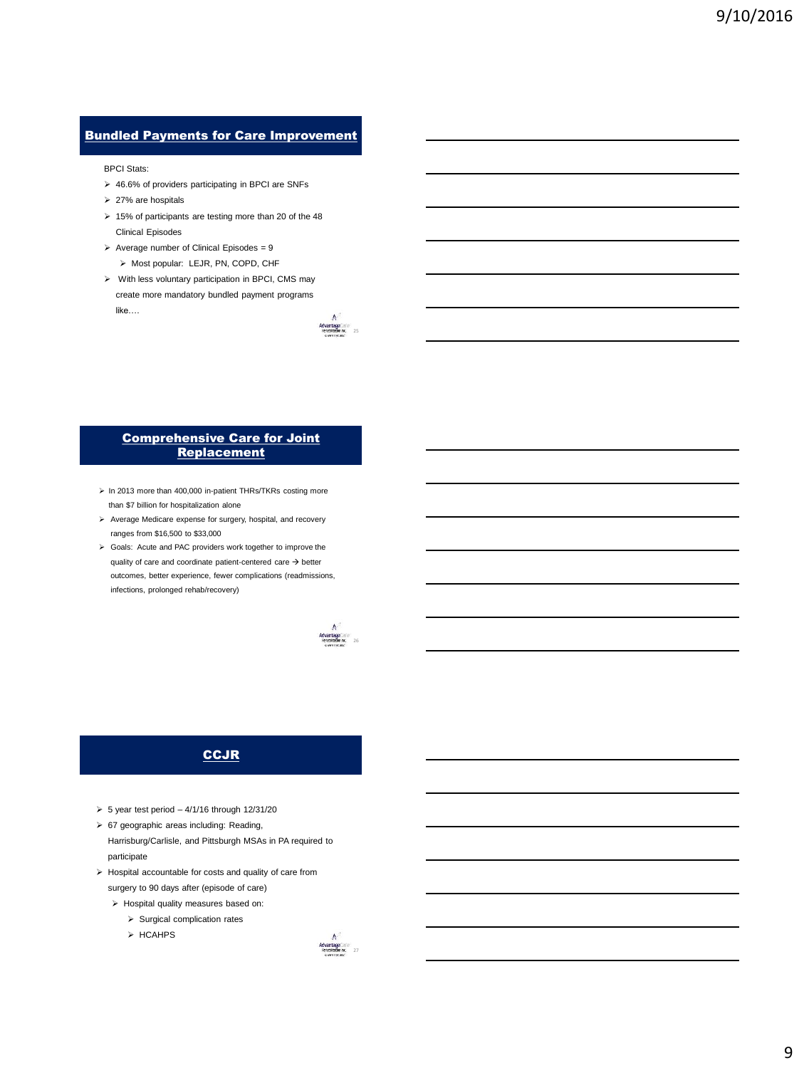## Bundled Payments for Care Improvement

BPCI Stats:

- 46.6% of providers participating in BPCI are SNFs
- 27% are hospitals
- 15% of participants are testing more than 20 of the 48 Clinical Episodes
- Average number of Clinical Episodes = 9
  - Most popular: LEJR, PN, COPD, CHF
- With less voluntary participation in BPCI, CMS may create more mandatory bundled payment programs like….

## Comprehensive Care for Joint Replacement

- In 2013 more than 400,000 in-patient THRs/TKRs costing more than $7 billion for hospitalization alone
- Average Medicare expense for surgery, hospital, and recovery ranges from $16,500 to $33,000
- Goals: Acute and PAC providers work together to improve the quality of care and coordinate patient-centered care → better outcomes, better experience, fewer complications (readmissions, infections, prolonged rehab/recovery)

## CCJR

- 5 year test period – 4/1/16 through 12/31/20
- 67 geographic areas including: Reading, Harrisburg/Carlisle, and Pittsburgh MSAs in PA required to participate
- Hospital accountable for costs and quality of care from surgery to 90 days after (episode of care)
  - Hospital quality measures based on:
    - Surgical complication rates
    - HCAHPS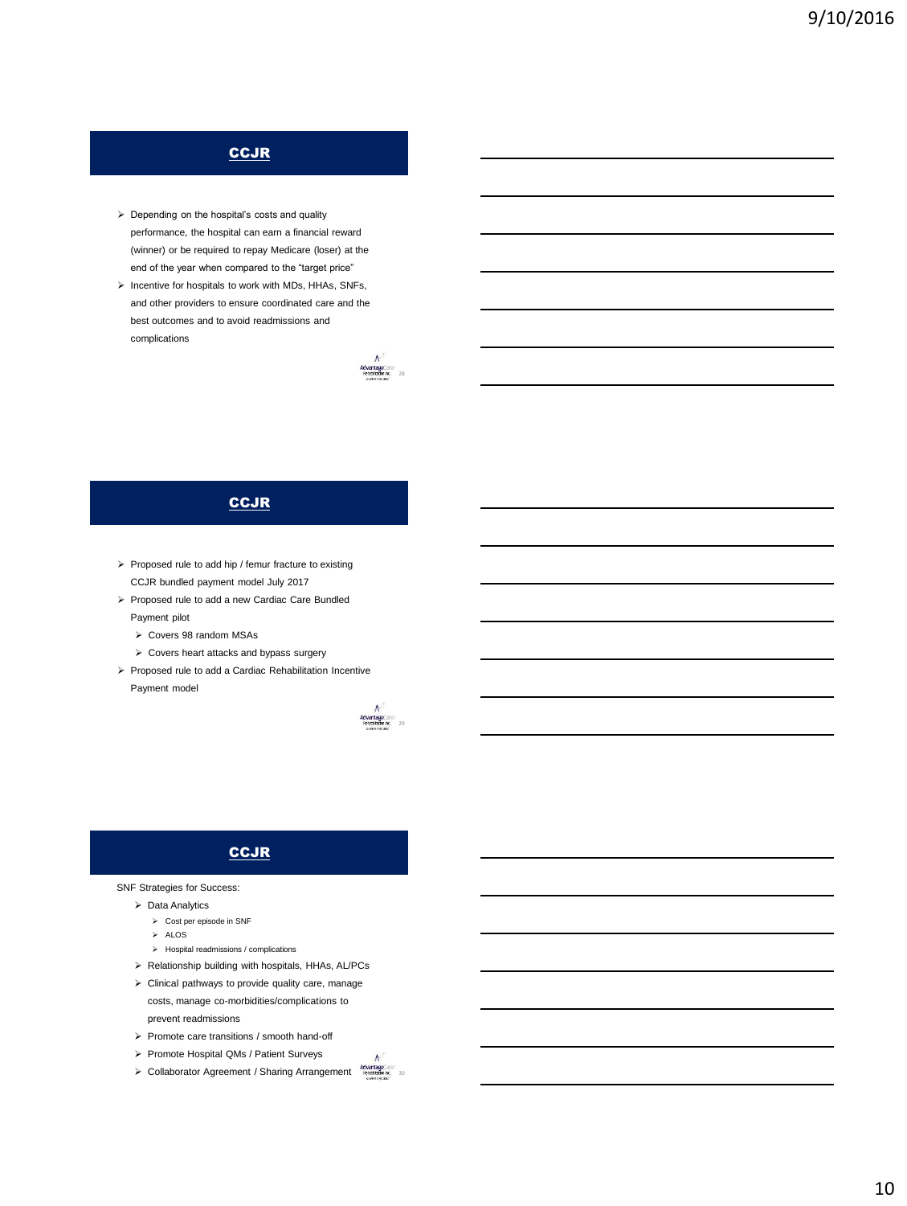## CCJR

- Depending on the hospital's costs and quality performance, the hospital can earn a financial reward (winner) or be required to repay Medicare (loser) at the end of the year when compared to the "target price"
- Incentive for hospitals to work with MDs, HHAs, SNFs, and other providers to ensure coordinated care and the best outcomes and to avoid readmissions and complications

## CCJR

- Proposed rule to add hip / femur fracture to existing CCJR bundled payment model July 2017
- Proposed rule to add a new Cardiac Care Bundled Payment pilot
  - Covers 98 random MSAs
  - Covers heart attacks and bypass surgery
- Proposed rule to add a Cardiac Rehabilitation Incentive Payment model

## CCJR

SNF Strategies for Success:

- Data Analytics
  - Cost per episode in SNF
  - ALOS
  - Hospital readmissions / complications
- Relationship building with hospitals, HHAs, AL/PCs
- Clinical pathways to provide quality care, manage costs, manage co-morbidities/complications to prevent readmissions
- Promote care transitions / smooth hand-off
- Promote Hospital QMs / Patient Surveys
- Collaborator Agreement / Sharing Arrangement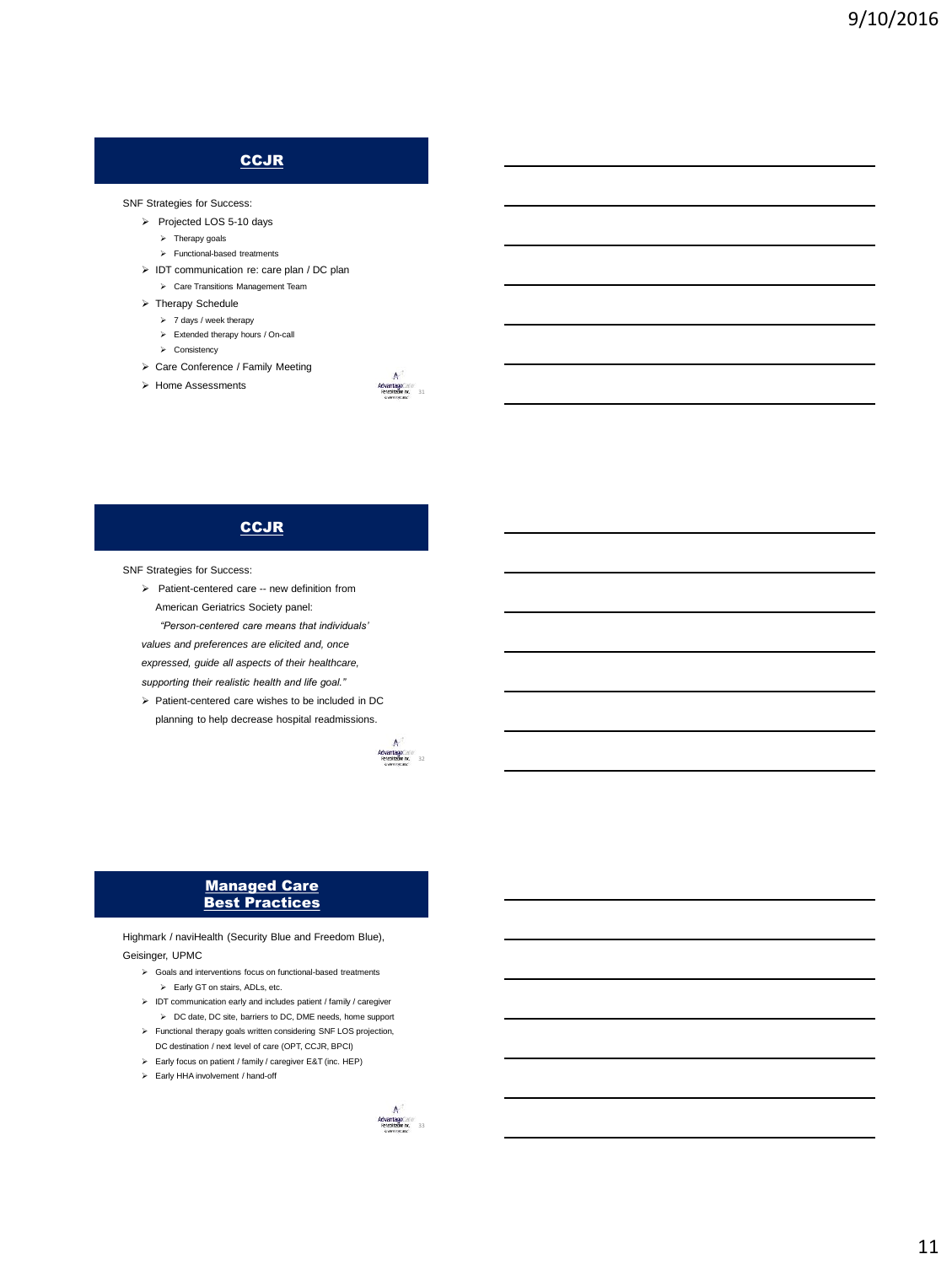## CCJR

SNF Strategies for Success:

- Projected LOS 5-10 days
  - Therapy goals
  - Functional-based treatments
- IDT communication re: care plan / DC plan
  - Care Transitions Management Team
- Therapy Schedule
  - 7 days / week therapy
  - Extended therapy hours / On-call
  - Consistency
- Care Conference / Family Meeting
- Home Assessments

## CCJR

SNF Strategies for Success:

- Patient-centered care -- new definition from American Geriatrics Society panel:

  *"Person-centered care means that individuals' values and preferences are elicited and, once expressed, guide all aspects of their healthcare, supporting their realistic health and life goal."*
- Patient-centered care wishes to be included in DC planning to help decrease hospital readmissions.

## Managed Care Best Practices

Highmark / naviHealth (Security Blue and Freedom Blue), Geisinger, UPMC

- Goals and interventions focus on functional-based treatments
  - Early GT on stairs, ADLs, etc.
- IDT communication early and includes patient / family / caregiver
  - DC date, DC site, barriers to DC, DME needs, home support
- Functional therapy goals written considering SNF LOS projection, DC destination / next level of care (OPT, CCJR, BPCI)
- Early focus on patient / family / caregiver E&T (inc. HEP)
- Early HHA involvement / hand-off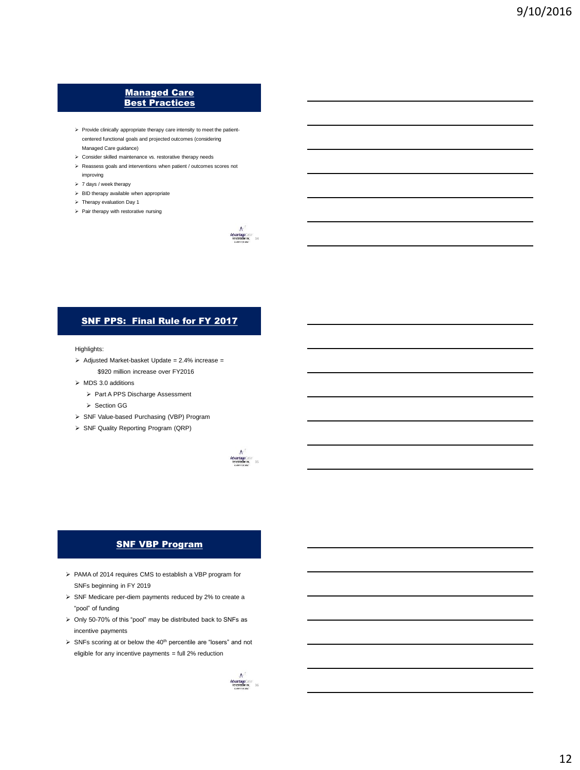## Managed Care Best Practices

- Provide clinically appropriate therapy care intensity to meet the patient-centered functional goals and projected outcomes (considering Managed Care guidance)
- Consider skilled maintenance vs. restorative therapy needs
- Reassess goals and interventions when patient / outcomes scores not improving
- 7 days / week therapy
- BID therapy available when appropriate
- Therapy evaluation Day 1
- Pair therapy with restorative nursing

## SNF PPS: Final Rule for FY 2017

Highlights:

- Adjusted Market-basket Update = 2.4% increase = $920 million increase over FY2016
- MDS 3.0 additions
  - Part A PPS Discharge Assessment
  - Section GG
- SNF Value-based Purchasing (VBP) Program
- SNF Quality Reporting Program (QRP)

## SNF VBP Program

- PAMA of 2014 requires CMS to establish a VBP program for SNFs beginning in FY 2019
- SNF Medicare per-diem payments reduced by 2% to create a "pool" of funding
- Only 50-70% of this "pool" may be distributed back to SNFs as incentive payments
- SNFs scoring at or below the 40th percentile are "losers" and not eligible for any incentive payments = full 2% reduction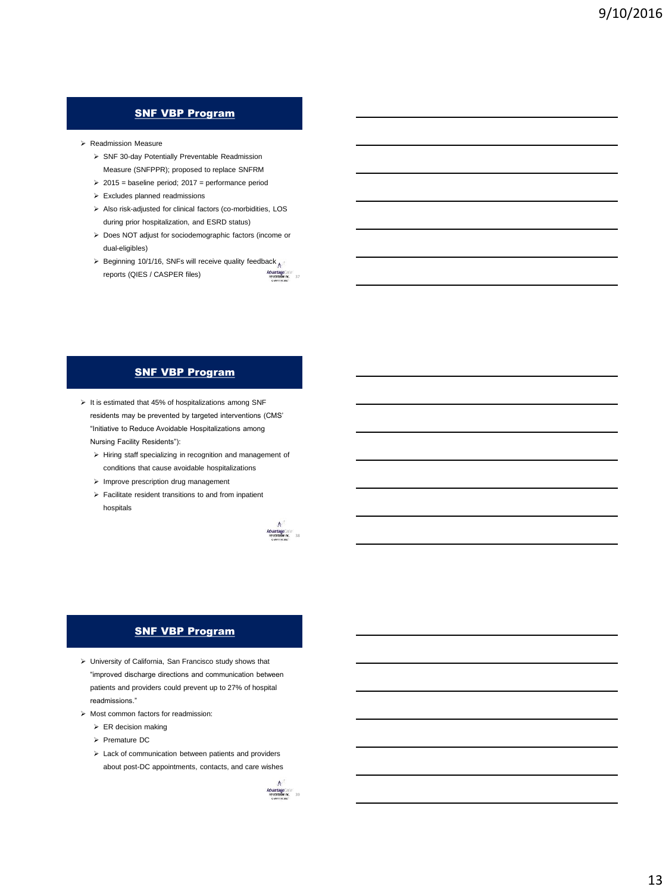## SNF VBP Program

- Readmission Measure
  - SNF 30-day Potentially Preventable Readmission Measure (SNFPPR); proposed to replace SNFRM
  - 2015 = baseline period; 2017 = performance period
  - Excludes planned readmissions
  - Also risk-adjusted for clinical factors (co-morbidities, LOS during prior hospitalization, and ESRD status)
  - Does NOT adjust for sociodemographic factors (income or dual-eligibles)
  - Beginning 10/1/16, SNFs will receive quality feedback reports (QIES / CASPER files)

## SNF VBP Program

- It is estimated that 45% of hospitalizations among SNF residents may be prevented by targeted interventions (CMS' "Initiative to Reduce Avoidable Hospitalizations among Nursing Facility Residents"):
  - Hiring staff specializing in recognition and management of conditions that cause avoidable hospitalizations
  - Improve prescription drug management
  - Facilitate resident transitions to and from inpatient hospitals

## SNF VBP Program

- University of California, San Francisco study shows that "improved discharge directions and communication between patients and providers could prevent up to 27% of hospital readmissions."
- Most common factors for readmission:
  - ER decision making
  - Premature DC
  - Lack of communication between patients and providers about post-DC appointments, contacts, and care wishes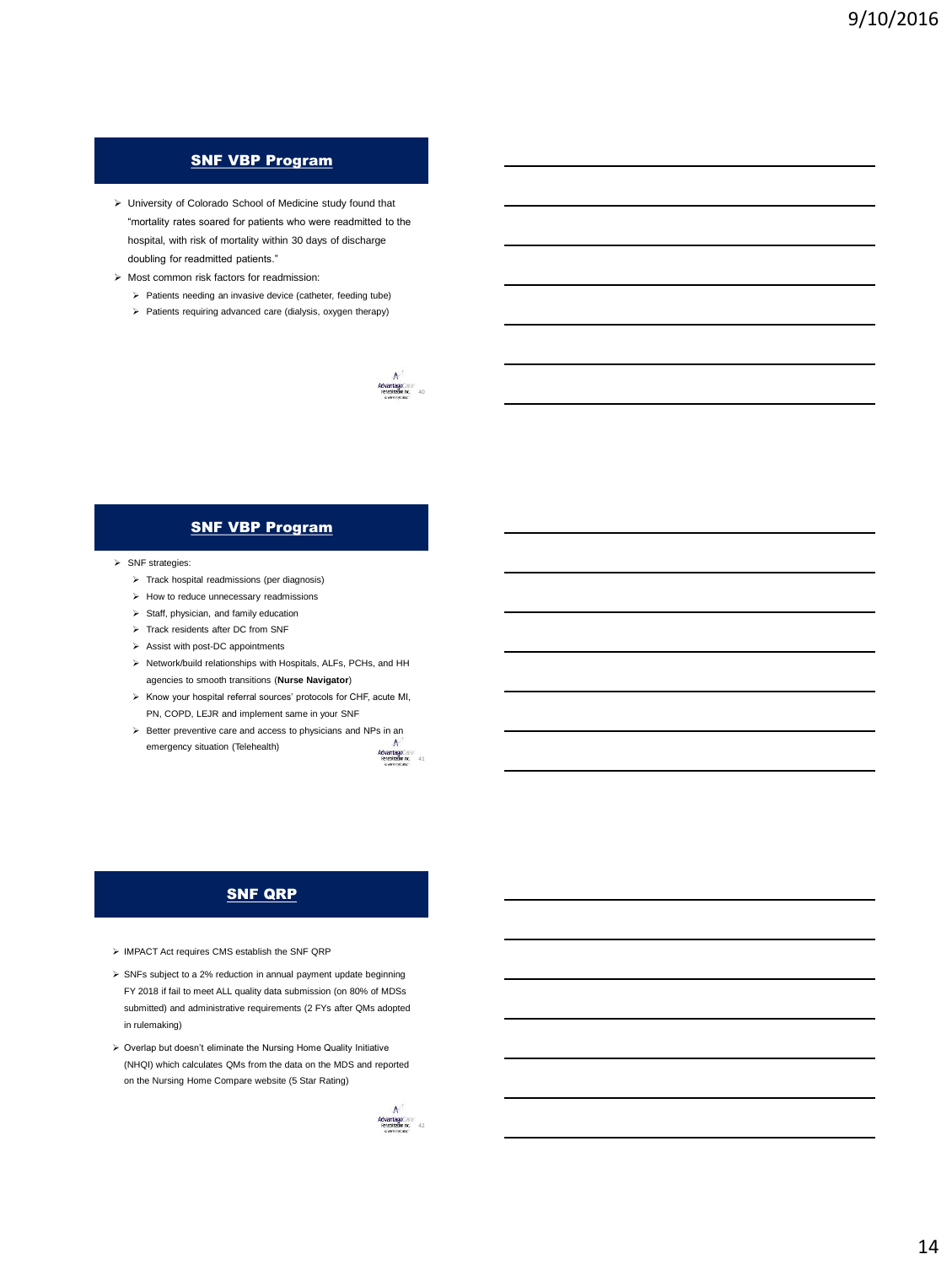## SNF VBP Program

- University of Colorado School of Medicine study found that "mortality rates soared for patients who were readmitted to the hospital, with risk of mortality within 30 days of discharge doubling for readmitted patients."
- Most common risk factors for readmission:
  - Patients needing an invasive device (catheter, feeding tube)
  - Patients requiring advanced care (dialysis, oxygen therapy)

## SNF VBP Program

- SNF strategies:
  - Track hospital readmissions (per diagnosis)
  - How to reduce unnecessary readmissions
  - Staff, physician, and family education
  - Track residents after DC from SNF
  - Assist with post-DC appointments
  - Network/build relationships with Hospitals, ALFs, PCHs, and HH agencies to smooth transitions (**Nurse Navigator**)
  - Know your hospital referral sources' protocols for CHF, acute MI, PN, COPD, LEJR and implement same in your SNF
  - Better preventive care and access to physicians and NPs in an emergency situation (Telehealth)

## SNF QRP

- IMPACT Act requires CMS establish the SNF QRP
- SNFs subject to a 2% reduction in annual payment update beginning FY 2018 if fail to meet ALL quality data submission (on 80% of MDSs submitted) and administrative requirements (2 FYs after QMs adopted in rulemaking)
- Overlap but doesn't eliminate the Nursing Home Quality Initiative (NHQI) which calculates QMs from the data on the MDS and reported on the Nursing Home Compare website (5 Star Rating)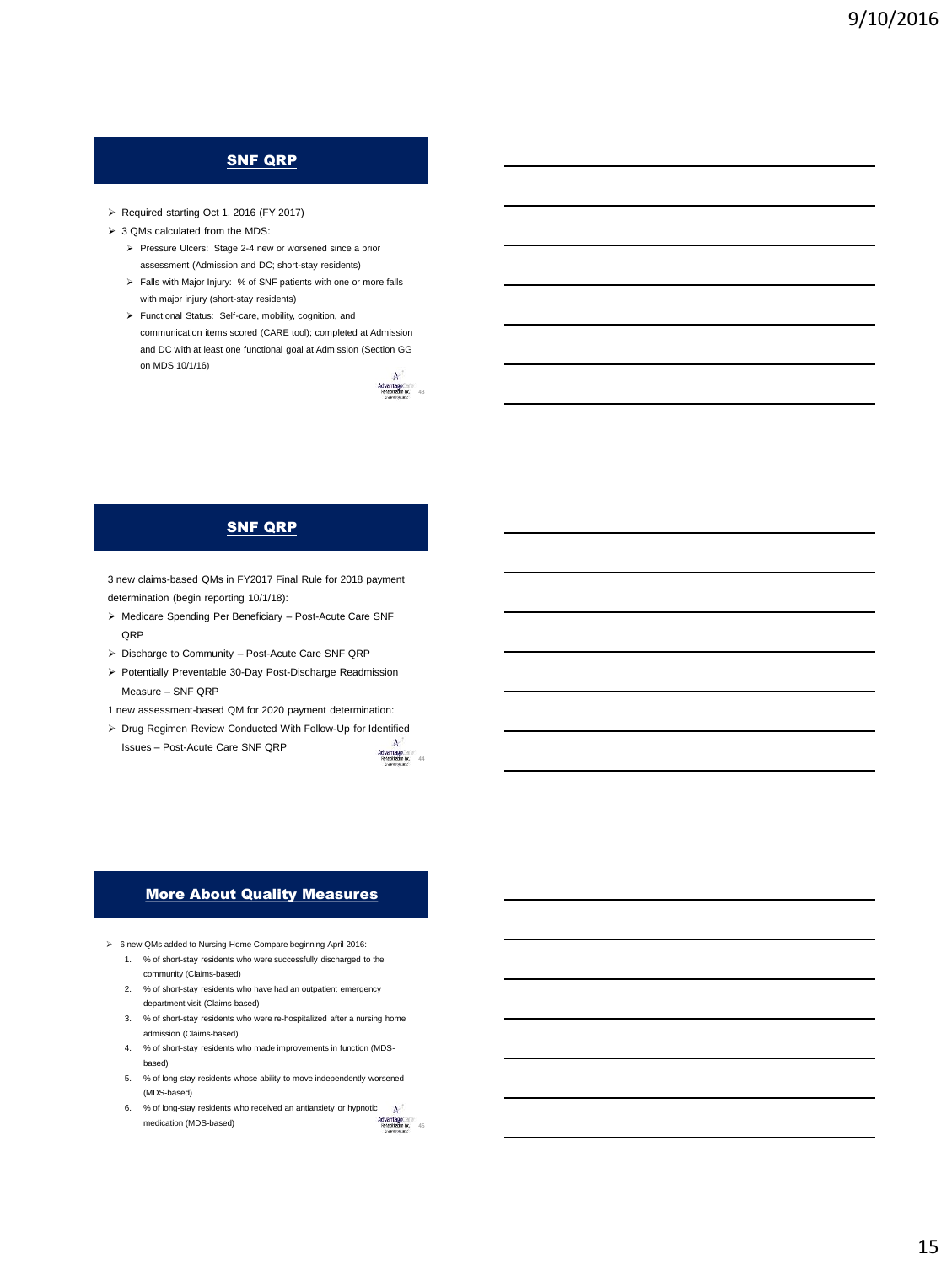## SNF QRP

- Required starting Oct 1, 2016 (FY 2017)
- 3 QMs calculated from the MDS:
  - Pressure Ulcers: Stage 2-4 new or worsened since a prior assessment (Admission and DC; short-stay residents)
  - Falls with Major Injury: % of SNF patients with one or more falls with major injury (short-stay residents)
  - Functional Status: Self-care, mobility, cognition, and communication items scored (CARE tool); completed at Admission and DC with at least one functional goal at Admission (Section GG on MDS 10/1/16)

## SNF QRP

3 new claims-based QMs in FY2017 Final Rule for 2018 payment determination (begin reporting 10/1/18):

- Medicare Spending Per Beneficiary – Post-Acute Care SNF QRP
- Discharge to Community – Post-Acute Care SNF QRP
- Potentially Preventable 30-Day Post-Discharge Readmission Measure – SNF QRP

1 new assessment-based QM for 2020 payment determination:

- Drug Regimen Review Conducted With Follow-Up for Identified Issues – Post-Acute Care SNF QRP

## More About Quality Measures

- 6 new QMs added to Nursing Home Compare beginning April 2016:
  1. % of short-stay residents who were successfully discharged to the community (Claims-based)
  2. % of short-stay residents who have had an outpatient emergency department visit (Claims-based)
  3. % of short-stay residents who were re-hospitalized after a nursing home admission (Claims-based)
  4. % of short-stay residents who made improvements in function (MDS-based)
  5. % of long-stay residents whose ability to move independently worsened (MDS-based)
  6. % of long-stay residents who received an antianxiety or hypnotic medication (MDS-based)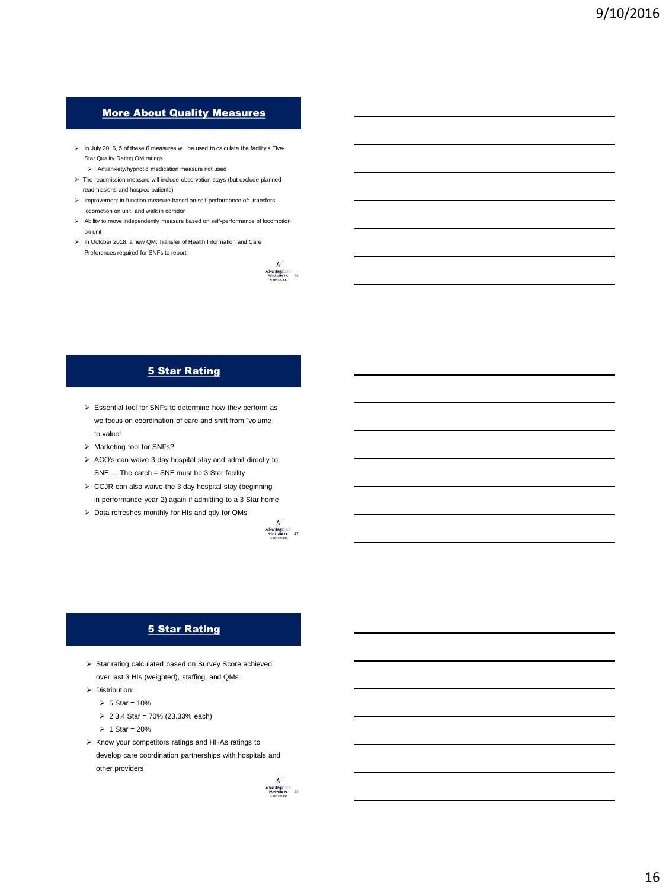## More About Quality Measures

- In July 2016, 5 of these 6 measures will be used to calculate the facility's Five-Star Quality Rating QM ratings.
  - Antianxiety/hypnotic medication measure not used
- The readmission measure will include observation stays (but exclude planned readmissions and hospice patients)
- Improvement in function measure based on self-performance of: transfers, locomotion on unit, and walk in corridor
- Ability to move independently measure based on self-performance of locomotion on unit
- In October 2018, a new QM: Transfer of Health Information and Care Preferences required for SNFs to report

## 5 Star Rating

- Essential tool for SNFs to determine how they perform as we focus on coordination of care and shift from "volume to value"
- Marketing tool for SNFs?
- ACO's can waive 3 day hospital stay and admit directly to SNF…..The catch = SNF must be 3 Star facility
- CCJR can also waive the 3 day hospital stay (beginning in performance year 2) again if admitting to a 3 Star home
- Data refreshes monthly for HIs and qtly for QMs

## 5 Star Rating

- Star rating calculated based on Survey Score achieved over last 3 HIs (weighted), staffing, and QMs
- Distribution:
  - 5 Star = 10%
  - 2,3,4 Star = 70% (23.33% each)
  - 1 Star = 20%
- Know your competitors ratings and HHAs ratings to develop care coordination partnerships with hospitals and other providers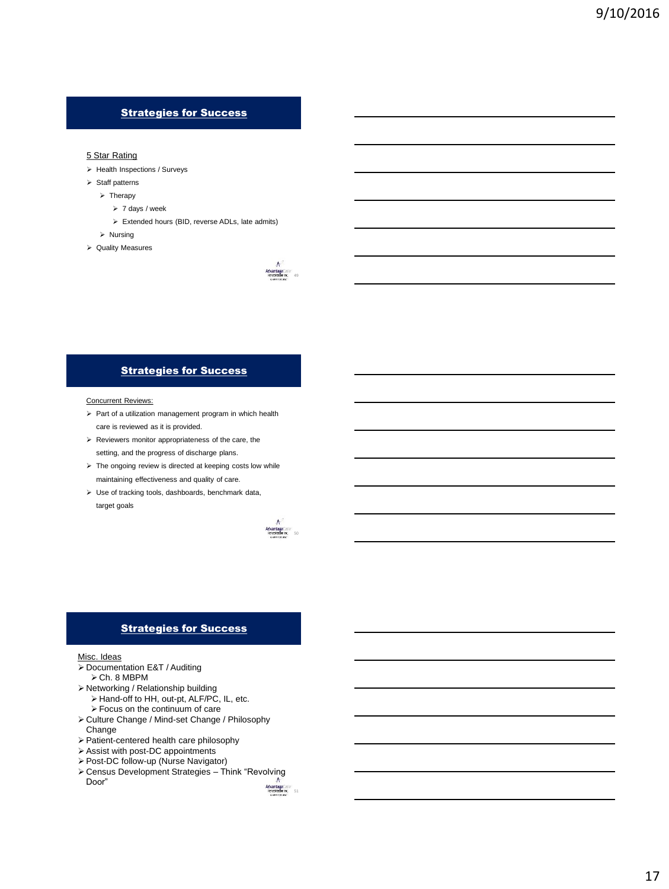## Strategies for Success

5 Star Rating

- Health Inspections / Surveys
- Staff patterns
  - Therapy
    - 7 days / week
    - Extended hours (BID, reverse ADLs, late admits)
  - Nursing
- Quality Measures

## Strategies for Success

Concurrent Reviews:

- Part of a utilization management program in which health care is reviewed as it is provided.
- Reviewers monitor appropriateness of the care, the setting, and the progress of discharge plans.
- The ongoing review is directed at keeping costs low while maintaining effectiveness and quality of care.
- Use of tracking tools, dashboards, benchmark data, target goals

## Strategies for Success

Misc. Ideas

- Documentation E&T / Auditing
  - Ch. 8 MBPM
- Networking / Relationship building
  - Hand-off to HH, out-pt, ALF/PC, IL, etc.
  - Focus on the continuum of care
- Culture Change / Mind-set Change / Philosophy Change
- Patient-centered health care philosophy
- Assist with post-DC appointments
- Post-DC follow-up (Nurse Navigator)
- Census Development Strategies – Think "Revolving Door"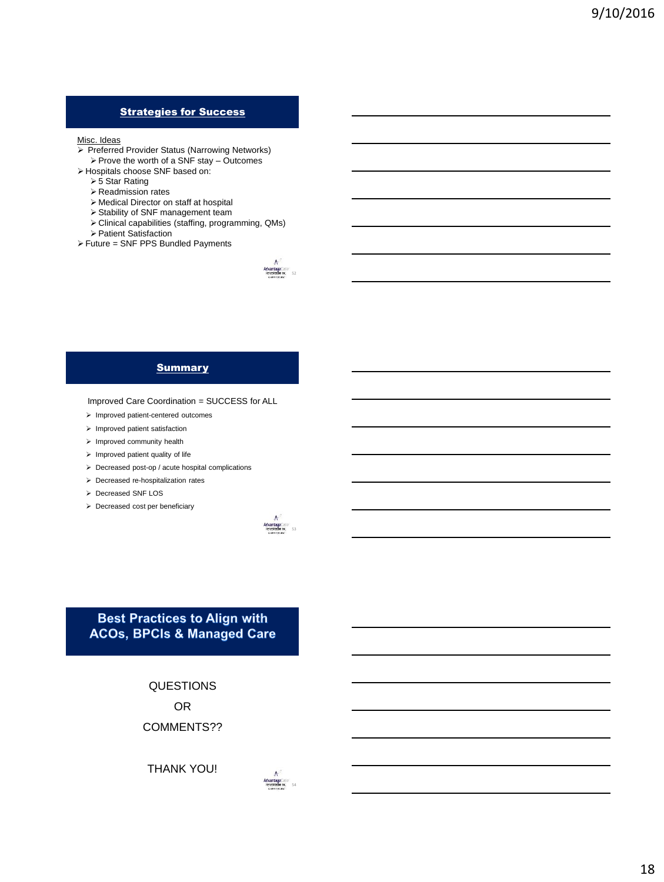## Strategies for Success

Misc. Ideas

- Preferred Provider Status (Narrowing Networks)
  - Prove the worth of a SNF stay – Outcomes
- Hospitals choose SNF based on:
  - 5 Star Rating
  - Readmission rates
  - Medical Director on staff at hospital
  - Stability of SNF management team
  - Clinical capabilities (staffing, programming, QMs)
  - Patient Satisfaction
- Future = SNF PPS Bundled Payments

## Summary

Improved Care Coordination = SUCCESS for ALL

- Improved patient-centered outcomes
- Improved patient satisfaction
- Improved community health
- Improved patient quality of life
- Decreased post-op / acute hospital complications
- Decreased re-hospitalization rates
- Decreased SNF LOS
- Decreased cost per beneficiary

## Best Practices to Align with ACOs, BPCIs & Managed Care

QUESTIONS

OR

COMMENTS??

THANK YOU!